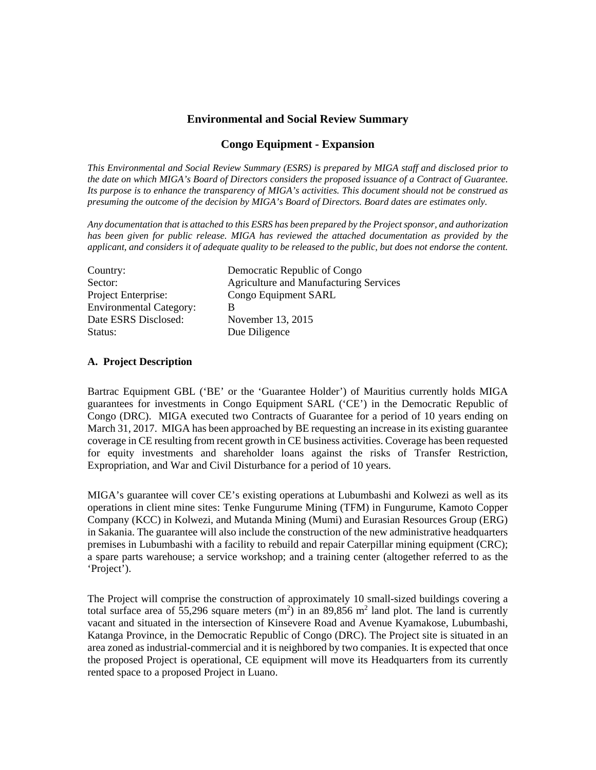# Environmental and Social Review Summary

## Congo Equipment - Expansion

*This Environmental and Social Review Summary (ESRS) is prepared by MIGA staff and disclosed prior to the date on which MIGA's Board of Directors considers the proposed issuance of a Contract of Guarantee. Its purpose is to enhance the transparency of MIGA's activities. This document should not be construed as presuming the outcome of the decision by MIGA's Board of Directors. Board dates are estimates only.*

*Any documentation that is attached to this ESRS has been prepared by the Project sponsor, and authorization has been given for public release. MIGA has reviewed the attached documentation as provided by the applicant, and considers it of adequate quality to be released to the public, but does not endorse the content.*

| | |
|---|---|
| Country: | Democratic Republic of Congo |
| Sector: | Agriculture and Manufacturing Services |
| Project Enterprise: | Congo Equipment SARL |
| Environmental Category: | B |
| Date ESRS Disclosed: | November 13, 2015 |
| Status: | Due Diligence |

### A. Project Description

Bartrac Equipment GBL ('BE' or the 'Guarantee Holder') of Mauritius currently holds MIGA guarantees for investments in Congo Equipment SARL ('CE') in the Democratic Republic of Congo (DRC). MIGA executed two Contracts of Guarantee for a period of 10 years ending on March 31, 2017. MIGA has been approached by BE requesting an increase in its existing guarantee coverage in CE resulting from recent growth in CE business activities. Coverage has been requested for equity investments and shareholder loans against the risks of Transfer Restriction, Expropriation, and War and Civil Disturbance for a period of 10 years.

MIGA's guarantee will cover CE's existing operations at Lubumbashi and Kolwezi as well as its operations in client mine sites: Tenke Fungurume Mining (TFM) in Fungurume, Kamoto Copper Company (KCC) in Kolwezi, and Mutanda Mining (Mumi) and Eurasian Resources Group (ERG) in Sakania. The guarantee will also include the construction of the new administrative headquarters premises in Lubumbashi with a facility to rebuild and repair Caterpillar mining equipment (CRC); a spare parts warehouse; a service workshop; and a training center (altogether referred to as the 'Project').

The Project will comprise the construction of approximately 10 small-sized buildings covering a total surface area of 55,296 square meters ($m^2$) in an 89,856 $m^2$ land plot. The land is currently vacant and situated in the intersection of Kinsevere Road and Avenue Kyamakose, Lubumbashi, Katanga Province, in the Democratic Republic of Congo (DRC). The Project site is situated in an area zoned as industrial-commercial and it is neighbored by two companies. It is expected that once the proposed Project is operational, CE equipment will move its Headquarters from its currently rented space to a proposed Project in Luano.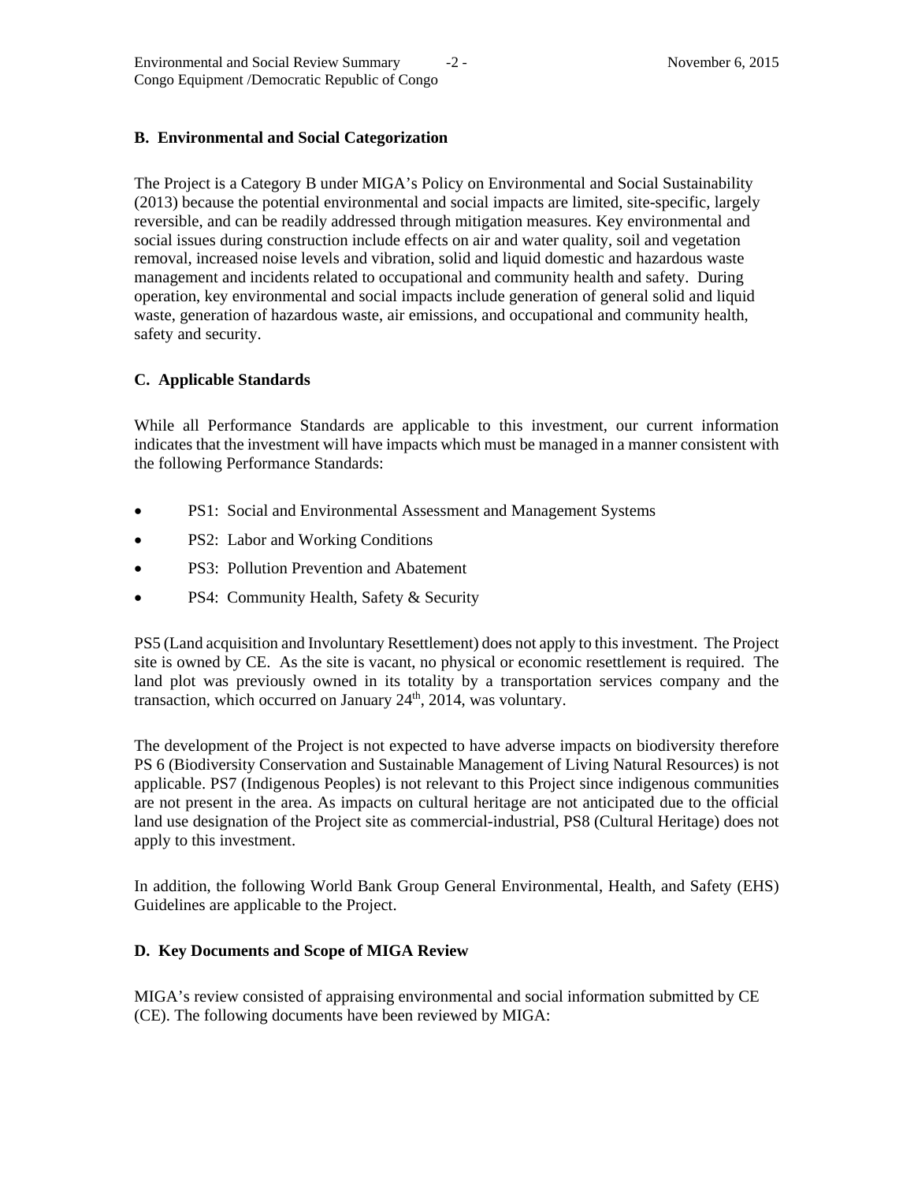## B. Environmental and Social Categorization

The Project is a Category B under MIGA's Policy on Environmental and Social Sustainability (2013) because the potential environmental and social impacts are limited, site-specific, largely reversible, and can be readily addressed through mitigation measures. Key environmental and social issues during construction include effects on air and water quality, soil and vegetation removal, increased noise levels and vibration, solid and liquid domestic and hazardous waste management and incidents related to occupational and community health and safety. During operation, key environmental and social impacts include generation of general solid and liquid waste, generation of hazardous waste, air emissions, and occupational and community health, safety and security.

## C. Applicable Standards

While all Performance Standards are applicable to this investment, our current information indicates that the investment will have impacts which must be managed in a manner consistent with the following Performance Standards:

- PS1: Social and Environmental Assessment and Management Systems
- PS2: Labor and Working Conditions
- PS3: Pollution Prevention and Abatement
- PS4: Community Health, Safety & Security

PS5 (Land acquisition and Involuntary Resettlement) does not apply to this investment. The Project site is owned by CE. As the site is vacant, no physical or economic resettlement is required. The land plot was previously owned in its totality by a transportation services company and the transaction, which occurred on January 24th, 2014, was voluntary.

The development of the Project is not expected to have adverse impacts on biodiversity therefore PS 6 (Biodiversity Conservation and Sustainable Management of Living Natural Resources) is not applicable. PS7 (Indigenous Peoples) is not relevant to this Project since indigenous communities are not present in the area. As impacts on cultural heritage are not anticipated due to the official land use designation of the Project site as commercial-industrial, PS8 (Cultural Heritage) does not apply to this investment.

In addition, the following World Bank Group General Environmental, Health, and Safety (EHS) Guidelines are applicable to the Project.

## D. Key Documents and Scope of MIGA Review

MIGA's review consisted of appraising environmental and social information submitted by CE (CE). The following documents have been reviewed by MIGA: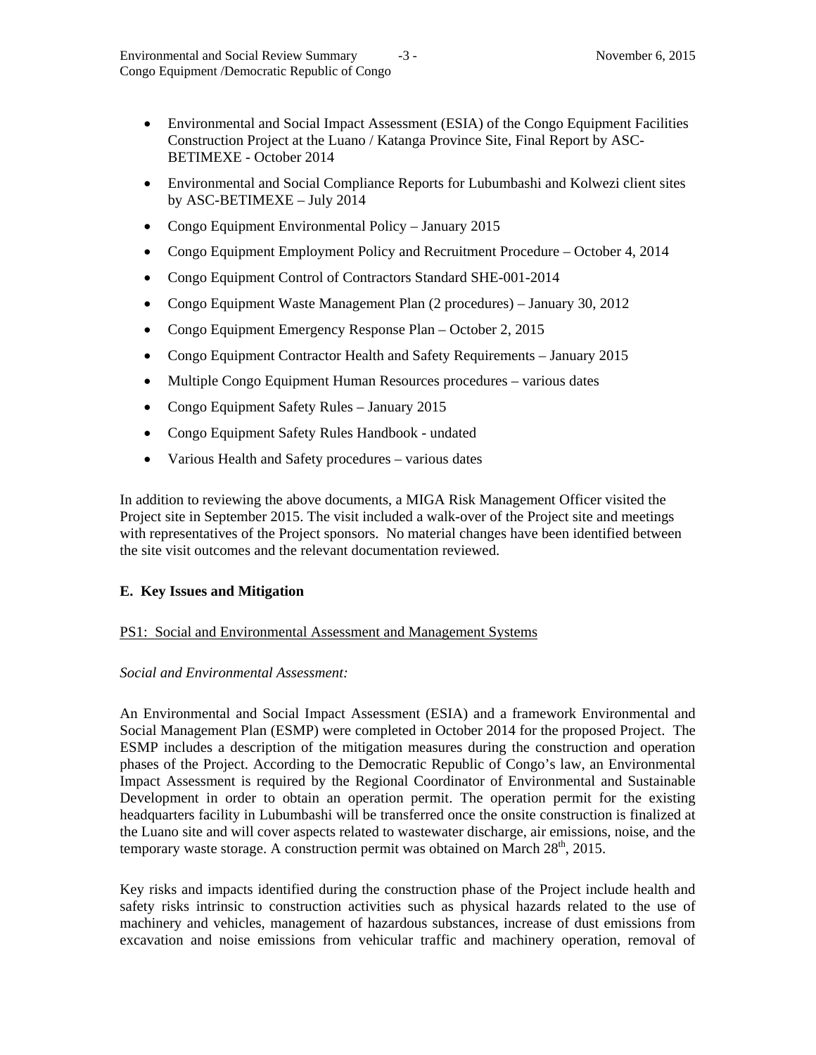- Environmental and Social Impact Assessment (ESIA) of the Congo Equipment Facilities Construction Project at the Luano / Katanga Province Site, Final Report by ASC-BETIMEXE - October 2014
- Environmental and Social Compliance Reports for Lubumbashi and Kolwezi client sites by ASC-BETIMEXE – July 2014
- Congo Equipment Environmental Policy – January 2015
- Congo Equipment Employment Policy and Recruitment Procedure – October 4, 2014
- Congo Equipment Control of Contractors Standard SHE-001-2014
- Congo Equipment Waste Management Plan (2 procedures) – January 30, 2012
- Congo Equipment Emergency Response Plan – October 2, 2015
- Congo Equipment Contractor Health and Safety Requirements – January 2015
- Multiple Congo Equipment Human Resources procedures – various dates
- Congo Equipment Safety Rules – January 2015
- Congo Equipment Safety Rules Handbook - undated
- Various Health and Safety procedures – various dates

In addition to reviewing the above documents, a MIGA Risk Management Officer visited the Project site in September 2015. The visit included a walk-over of the Project site and meetings with representatives of the Project sponsors. No material changes have been identified between the site visit outcomes and the relevant documentation reviewed.

## E. Key Issues and Mitigation

PS1: Social and Environmental Assessment and Management Systems

*Social and Environmental Assessment:*

An Environmental and Social Impact Assessment (ESIA) and a framework Environmental and Social Management Plan (ESMP) were completed in October 2014 for the proposed Project. The ESMP includes a description of the mitigation measures during the construction and operation phases of the Project. According to the Democratic Republic of Congo's law, an Environmental Impact Assessment is required by the Regional Coordinator of Environmental and Sustainable Development in order to obtain an operation permit. The operation permit for the existing headquarters facility in Lubumbashi will be transferred once the onsite construction is finalized at the Luano site and will cover aspects related to wastewater discharge, air emissions, noise, and the temporary waste storage. A construction permit was obtained on March 28th, 2015.

Key risks and impacts identified during the construction phase of the Project include health and safety risks intrinsic to construction activities such as physical hazards related to the use of machinery and vehicles, management of hazardous substances, increase of dust emissions from excavation and noise emissions from vehicular traffic and machinery operation, removal of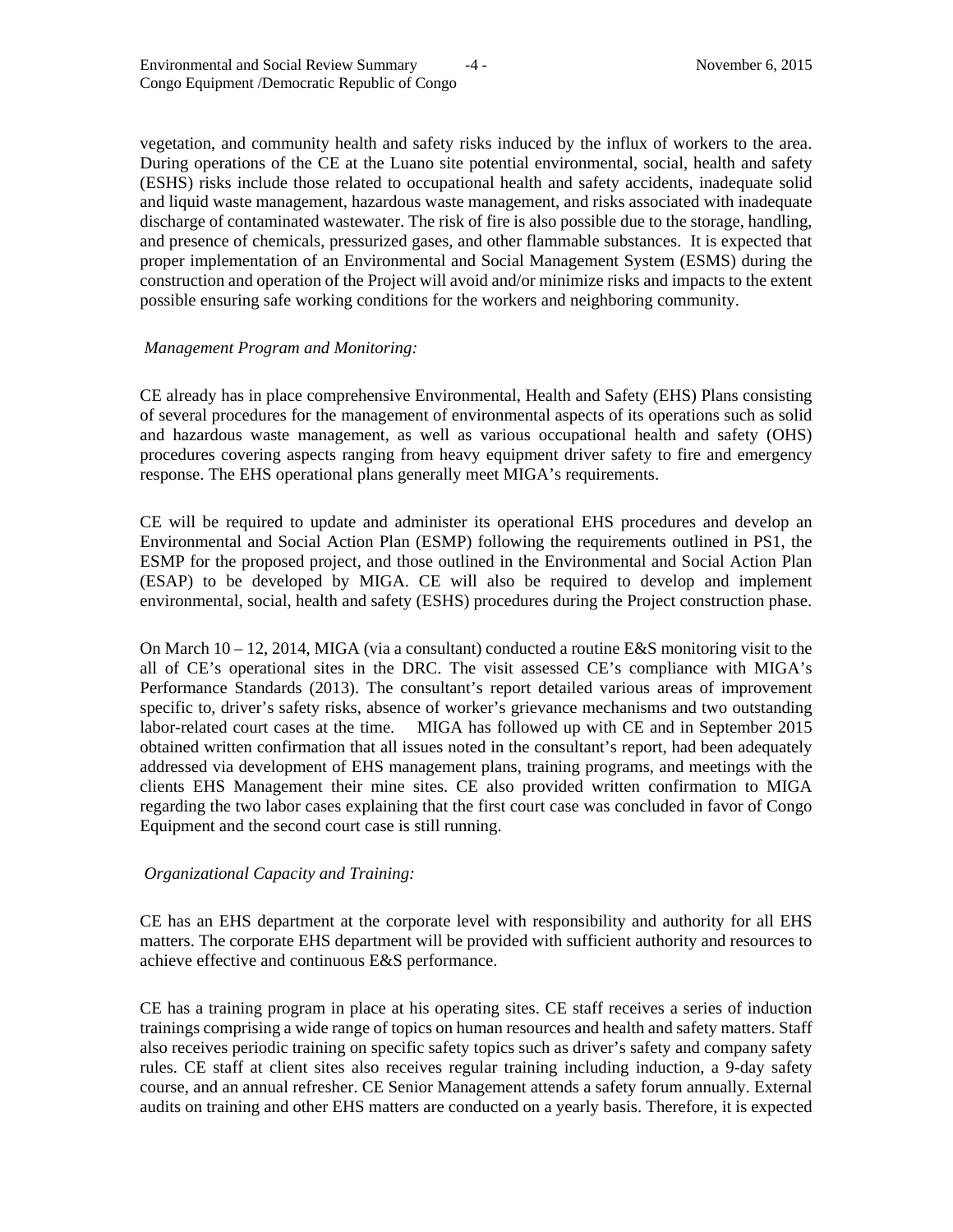vegetation, and community health and safety risks induced by the influx of workers to the area. During operations of the CE at the Luano site potential environmental, social, health and safety (ESHS) risks include those related to occupational health and safety accidents, inadequate solid and liquid waste management, hazardous waste management, and risks associated with inadequate discharge of contaminated wastewater. The risk of fire is also possible due to the storage, handling, and presence of chemicals, pressurized gases, and other flammable substances. It is expected that proper implementation of an Environmental and Social Management System (ESMS) during the construction and operation of the Project will avoid and/or minimize risks and impacts to the extent possible ensuring safe working conditions for the workers and neighboring community.

*Management Program and Monitoring:*

CE already has in place comprehensive Environmental, Health and Safety (EHS) Plans consisting of several procedures for the management of environmental aspects of its operations such as solid and hazardous waste management, as well as various occupational health and safety (OHS) procedures covering aspects ranging from heavy equipment driver safety to fire and emergency response. The EHS operational plans generally meet MIGA's requirements.

CE will be required to update and administer its operational EHS procedures and develop an Environmental and Social Action Plan (ESMP) following the requirements outlined in PS1, the ESMP for the proposed project, and those outlined in the Environmental and Social Action Plan (ESAP) to be developed by MIGA. CE will also be required to develop and implement environmental, social, health and safety (ESHS) procedures during the Project construction phase.

On March 10 – 12, 2014, MIGA (via a consultant) conducted a routine E&S monitoring visit to the all of CE's operational sites in the DRC. The visit assessed CE's compliance with MIGA's Performance Standards (2013). The consultant's report detailed various areas of improvement specific to, driver's safety risks, absence of worker's grievance mechanisms and two outstanding labor-related court cases at the time. MIGA has followed up with CE and in September 2015 obtained written confirmation that all issues noted in the consultant's report, had been adequately addressed via development of EHS management plans, training programs, and meetings with the clients EHS Management their mine sites. CE also provided written confirmation to MIGA regarding the two labor cases explaining that the first court case was concluded in favor of Congo Equipment and the second court case is still running.

*Organizational Capacity and Training:*

CE has an EHS department at the corporate level with responsibility and authority for all EHS matters. The corporate EHS department will be provided with sufficient authority and resources to achieve effective and continuous E&S performance.

CE has a training program in place at his operating sites. CE staff receives a series of induction trainings comprising a wide range of topics on human resources and health and safety matters. Staff also receives periodic training on specific safety topics such as driver's safety and company safety rules. CE staff at client sites also receives regular training including induction, a 9-day safety course, and an annual refresher. CE Senior Management attends a safety forum annually. External audits on training and other EHS matters are conducted on a yearly basis. Therefore, it is expected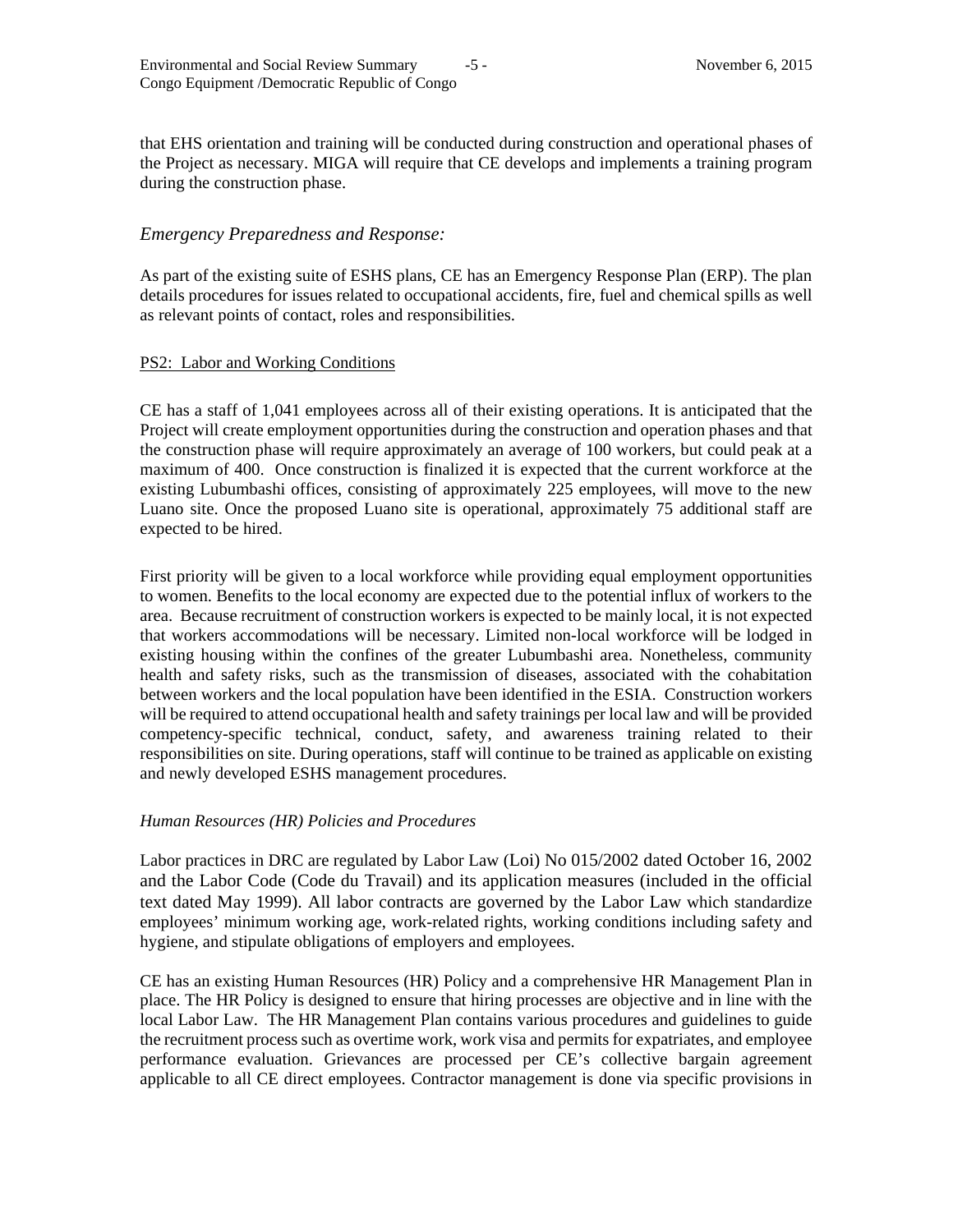that EHS orientation and training will be conducted during construction and operational phases of the Project as necessary. MIGA will require that CE develops and implements a training program during the construction phase.

### *Emergency Preparedness and Response:*

As part of the existing suite of ESHS plans, CE has an Emergency Response Plan (ERP). The plan details procedures for issues related to occupational accidents, fire, fuel and chemical spills as well as relevant points of contact, roles and responsibilities.

## PS2: Labor and Working Conditions

CE has a staff of 1,041 employees across all of their existing operations. It is anticipated that the Project will create employment opportunities during the construction and operation phases and that the construction phase will require approximately an average of 100 workers, but could peak at a maximum of 400. Once construction is finalized it is expected that the current workforce at the existing Lubumbashi offices, consisting of approximately 225 employees, will move to the new Luano site. Once the proposed Luano site is operational, approximately 75 additional staff are expected to be hired.

First priority will be given to a local workforce while providing equal employment opportunities to women. Benefits to the local economy are expected due to the potential influx of workers to the area. Because recruitment of construction workers is expected to be mainly local, it is not expected that workers accommodations will be necessary. Limited non-local workforce will be lodged in existing housing within the confines of the greater Lubumbashi area. Nonetheless, community health and safety risks, such as the transmission of diseases, associated with the cohabitation between workers and the local population have been identified in the ESIA. Construction workers will be required to attend occupational health and safety trainings per local law and will be provided competency-specific technical, conduct, safety, and awareness training related to their responsibilities on site. During operations, staff will continue to be trained as applicable on existing and newly developed ESHS management procedures.

### *Human Resources (HR) Policies and Procedures*

Labor practices in DRC are regulated by Labor Law (Loi) No 015/2002 dated October 16, 2002 and the Labor Code (Code du Travail) and its application measures (included in the official text dated May 1999). All labor contracts are governed by the Labor Law which standardize employees' minimum working age, work-related rights, working conditions including safety and hygiene, and stipulate obligations of employers and employees.

CE has an existing Human Resources (HR) Policy and a comprehensive HR Management Plan in place. The HR Policy is designed to ensure that hiring processes are objective and in line with the local Labor Law. The HR Management Plan contains various procedures and guidelines to guide the recruitment process such as overtime work, work visa and permits for expatriates, and employee performance evaluation. Grievances are processed per CE's collective bargain agreement applicable to all CE direct employees. Contractor management is done via specific provisions in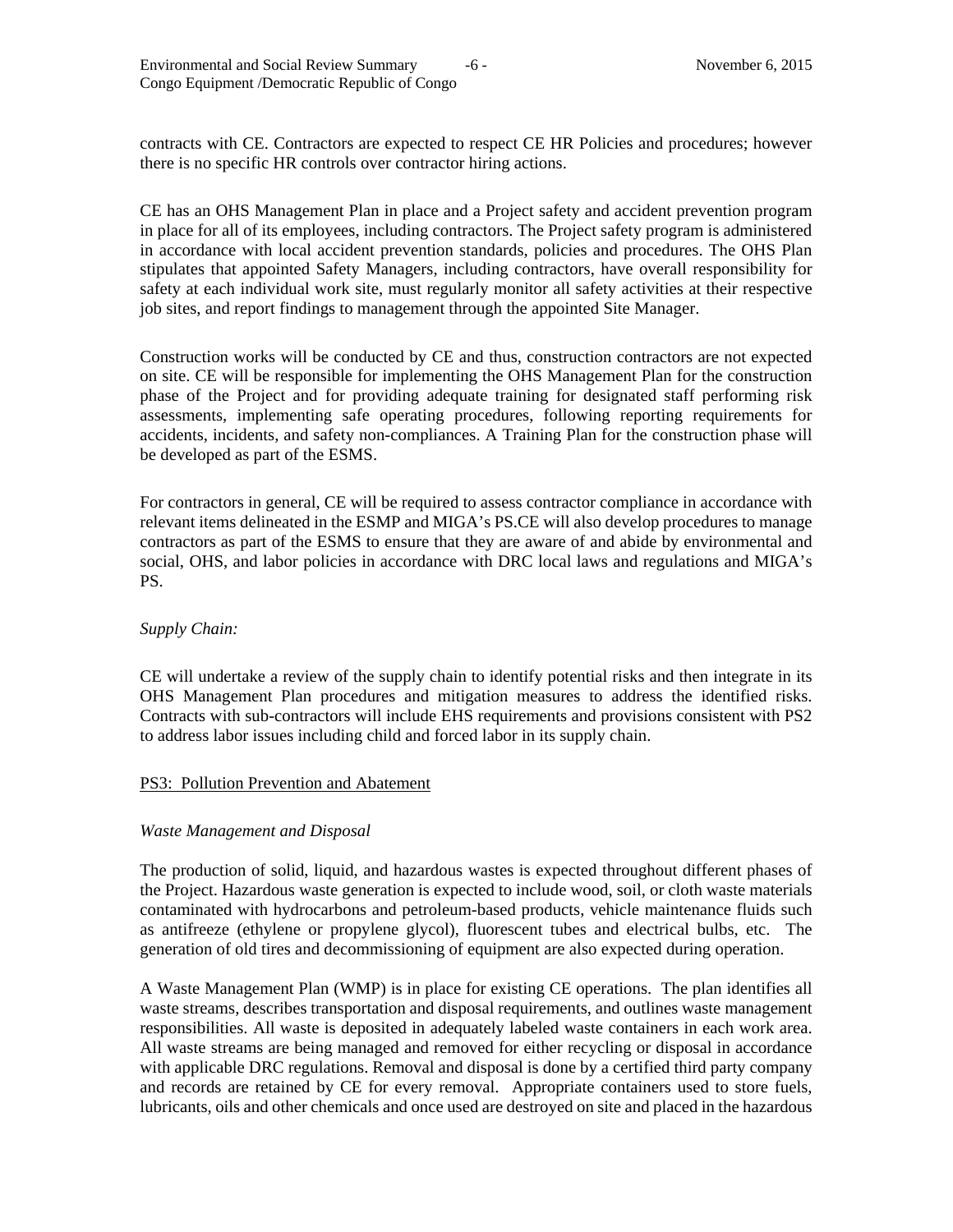contracts with CE. Contractors are expected to respect CE HR Policies and procedures; however there is no specific HR controls over contractor hiring actions.

CE has an OHS Management Plan in place and a Project safety and accident prevention program in place for all of its employees, including contractors. The Project safety program is administered in accordance with local accident prevention standards, policies and procedures. The OHS Plan stipulates that appointed Safety Managers, including contractors, have overall responsibility for safety at each individual work site, must regularly monitor all safety activities at their respective job sites, and report findings to management through the appointed Site Manager.

Construction works will be conducted by CE and thus, construction contractors are not expected on site. CE will be responsible for implementing the OHS Management Plan for the construction phase of the Project and for providing adequate training for designated staff performing risk assessments, implementing safe operating procedures, following reporting requirements for accidents, incidents, and safety non-compliances. A Training Plan for the construction phase will be developed as part of the ESMS.

For contractors in general, CE will be required to assess contractor compliance in accordance with relevant items delineated in the ESMP and MIGA's PS.CE will also develop procedures to manage contractors as part of the ESMS to ensure that they are aware of and abide by environmental and social, OHS, and labor policies in accordance with DRC local laws and regulations and MIGA's PS.

*Supply Chain:*

CE will undertake a review of the supply chain to identify potential risks and then integrate in its OHS Management Plan procedures and mitigation measures to address the identified risks. Contracts with sub-contractors will include EHS requirements and provisions consistent with PS2 to address labor issues including child and forced labor in its supply chain.

<u>PS3: Pollution Prevention and Abatement</u>

*Waste Management and Disposal*

The production of solid, liquid, and hazardous wastes is expected throughout different phases of the Project. Hazardous waste generation is expected to include wood, soil, or cloth waste materials contaminated with hydrocarbons and petroleum-based products, vehicle maintenance fluids such as antifreeze (ethylene or propylene glycol), fluorescent tubes and electrical bulbs, etc. The generation of old tires and decommissioning of equipment are also expected during operation.

A Waste Management Plan (WMP) is in place for existing CE operations. The plan identifies all waste streams, describes transportation and disposal requirements, and outlines waste management responsibilities. All waste is deposited in adequately labeled waste containers in each work area. All waste streams are being managed and removed for either recycling or disposal in accordance with applicable DRC regulations. Removal and disposal is done by a certified third party company and records are retained by CE for every removal. Appropriate containers used to store fuels, lubricants, oils and other chemicals and once used are destroyed on site and placed in the hazardous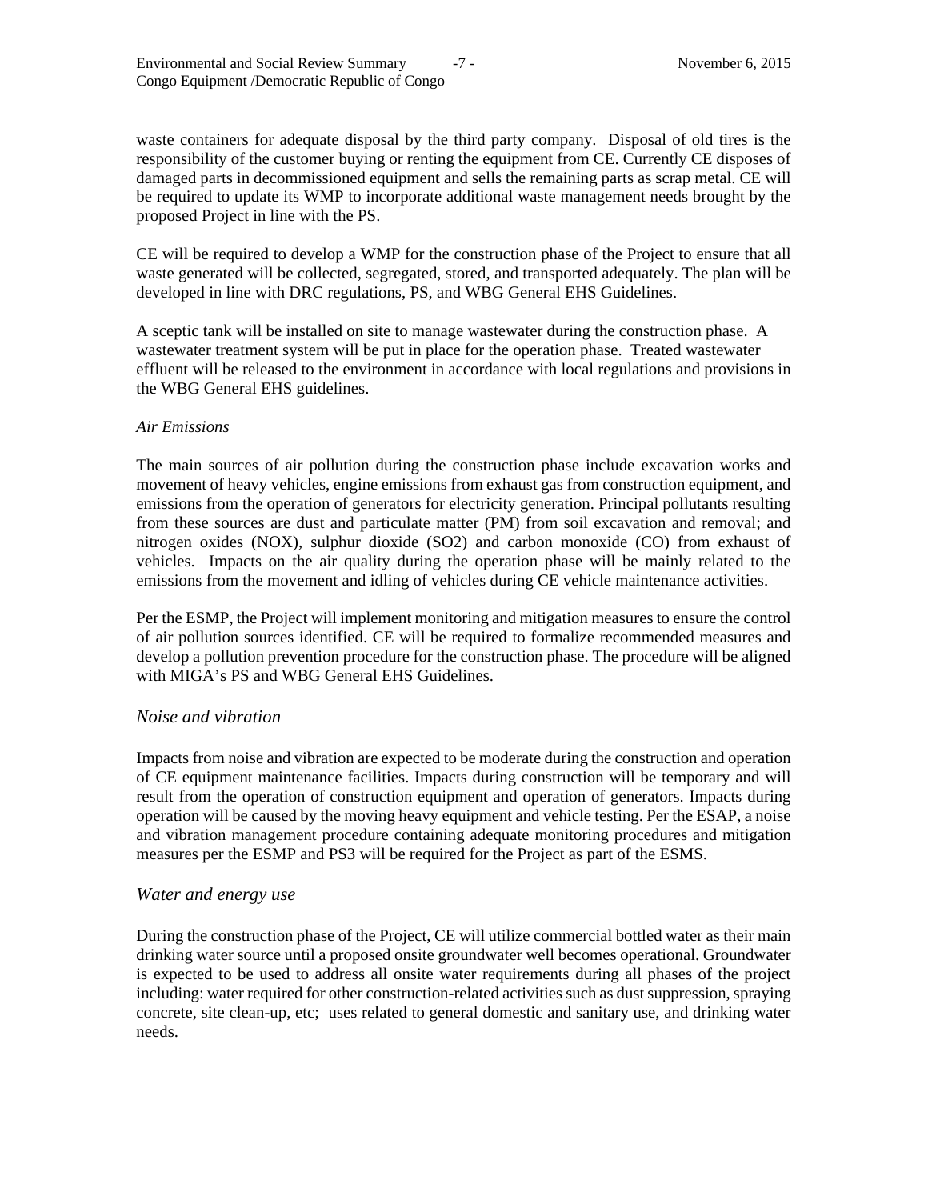waste containers for adequate disposal by the third party company. Disposal of old tires is the responsibility of the customer buying or renting the equipment from CE. Currently CE disposes of damaged parts in decommissioned equipment and sells the remaining parts as scrap metal. CE will be required to update its WMP to incorporate additional waste management needs brought by the proposed Project in line with the PS.

CE will be required to develop a WMP for the construction phase of the Project to ensure that all waste generated will be collected, segregated, stored, and transported adequately. The plan will be developed in line with DRC regulations, PS, and WBG General EHS Guidelines.

A sceptic tank will be installed on site to manage wastewater during the construction phase. A wastewater treatment system will be put in place for the operation phase. Treated wastewater effluent will be released to the environment in accordance with local regulations and provisions in the WBG General EHS guidelines.

*Air Emissions*

The main sources of air pollution during the construction phase include excavation works and movement of heavy vehicles, engine emissions from exhaust gas from construction equipment, and emissions from the operation of generators for electricity generation. Principal pollutants resulting from these sources are dust and particulate matter (PM) from soil excavation and removal; and nitrogen oxides ($NO_X$), sulphur dioxide ($SO_2$) and carbon monoxide (CO) from exhaust of vehicles. Impacts on the air quality during the operation phase will be mainly related to the emissions from the movement and idling of vehicles during CE vehicle maintenance activities.

Per the ESMP, the Project will implement monitoring and mitigation measures to ensure the control of air pollution sources identified. CE will be required to formalize recommended measures and develop a pollution prevention procedure for the construction phase. The procedure will be aligned with MIGA's PS and WBG General EHS Guidelines.

### *Noise and vibration*

Impacts from noise and vibration are expected to be moderate during the construction and operation of CE equipment maintenance facilities. Impacts during construction will be temporary and will result from the operation of construction equipment and operation of generators. Impacts during operation will be caused by the moving heavy equipment and vehicle testing. Per the ESAP, a noise and vibration management procedure containing adequate monitoring procedures and mitigation measures per the ESMP and PS3 will be required for the Project as part of the ESMS.

### *Water and energy use*

During the construction phase of the Project, CE will utilize commercial bottled water as their main drinking water source until a proposed onsite groundwater well becomes operational. Groundwater is expected to be used to address all onsite water requirements during all phases of the project including: water required for other construction-related activities such as dust suppression, spraying concrete, site clean-up, etc; uses related to general domestic and sanitary use, and drinking water needs.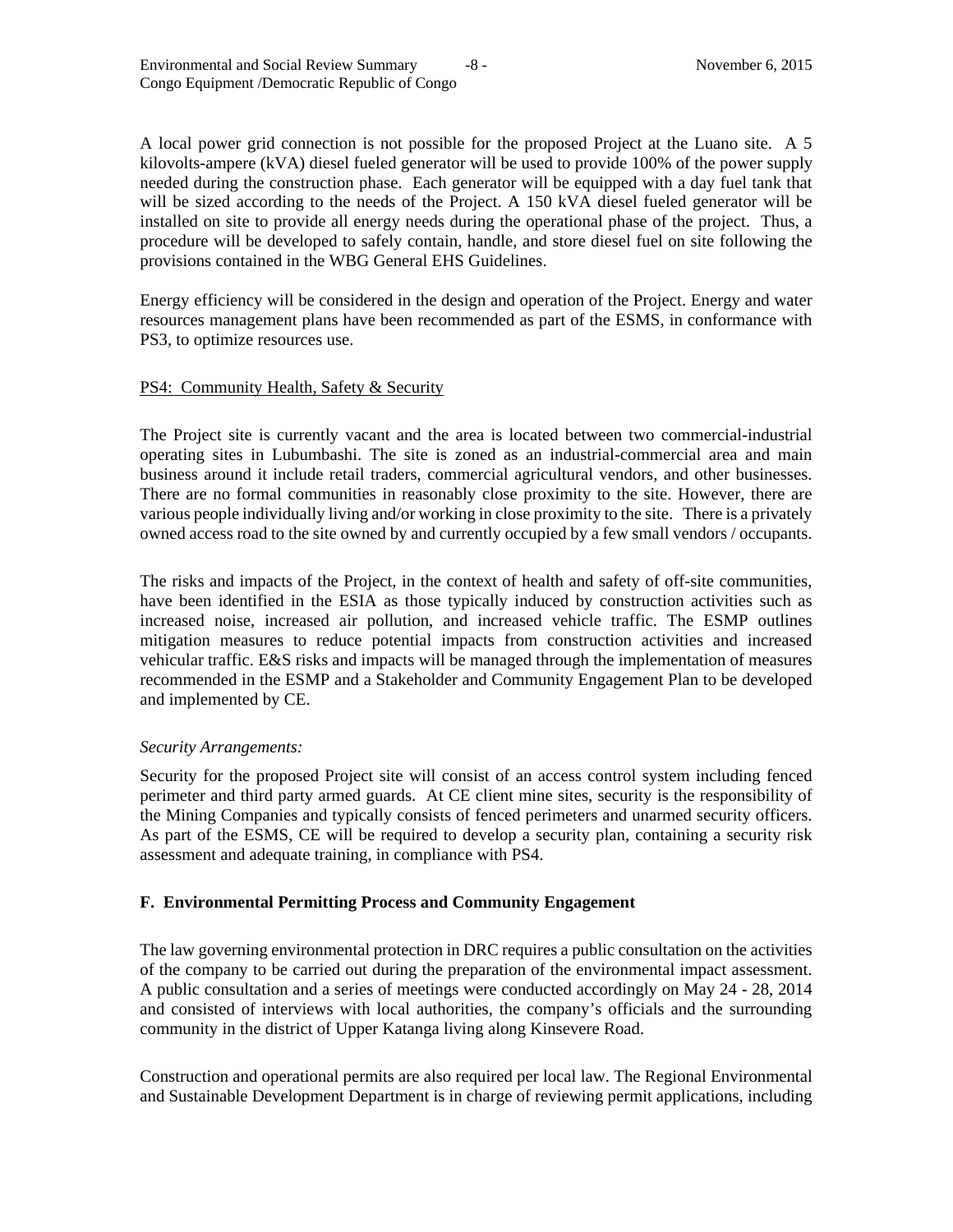A local power grid connection is not possible for the proposed Project at the Luano site. A 5 kilovolts-ampere (kVA) diesel fueled generator will be used to provide 100% of the power supply needed during the construction phase. Each generator will be equipped with a day fuel tank that will be sized according to the needs of the Project. A 150 kVA diesel fueled generator will be installed on site to provide all energy needs during the operational phase of the project. Thus, a procedure will be developed to safely contain, handle, and store diesel fuel on site following the provisions contained in the WBG General EHS Guidelines.

Energy efficiency will be considered in the design and operation of the Project. Energy and water resources management plans have been recommended as part of the ESMS, in conformance with PS3, to optimize resources use.

PS4: Community Health, Safety & Security

The Project site is currently vacant and the area is located between two commercial-industrial operating sites in Lubumbashi. The site is zoned as an industrial-commercial area and main business around it include retail traders, commercial agricultural vendors, and other businesses. There are no formal communities in reasonably close proximity to the site. However, there are various people individually living and/or working in close proximity to the site. There is a privately owned access road to the site owned by and currently occupied by a few small vendors / occupants.

The risks and impacts of the Project, in the context of health and safety of off-site communities, have been identified in the ESIA as those typically induced by construction activities such as increased noise, increased air pollution, and increased vehicle traffic. The ESMP outlines mitigation measures to reduce potential impacts from construction activities and increased vehicular traffic. E&S risks and impacts will be managed through the implementation of measures recommended in the ESMP and a Stakeholder and Community Engagement Plan to be developed and implemented by CE.

*Security Arrangements:*

Security for the proposed Project site will consist of an access control system including fenced perimeter and third party armed guards. At CE client mine sites, security is the responsibility of the Mining Companies and typically consists of fenced perimeters and unarmed security officers. As part of the ESMS, CE will be required to develop a security plan, containing a security risk assessment and adequate training, in compliance with PS4.

## F. Environmental Permitting Process and Community Engagement

The law governing environmental protection in DRC requires a public consultation on the activities of the company to be carried out during the preparation of the environmental impact assessment. A public consultation and a series of meetings were conducted accordingly on May 24 - 28, 2014 and consisted of interviews with local authorities, the company's officials and the surrounding community in the district of Upper Katanga living along Kinsevere Road.

Construction and operational permits are also required per local law. The Regional Environmental and Sustainable Development Department is in charge of reviewing permit applications, including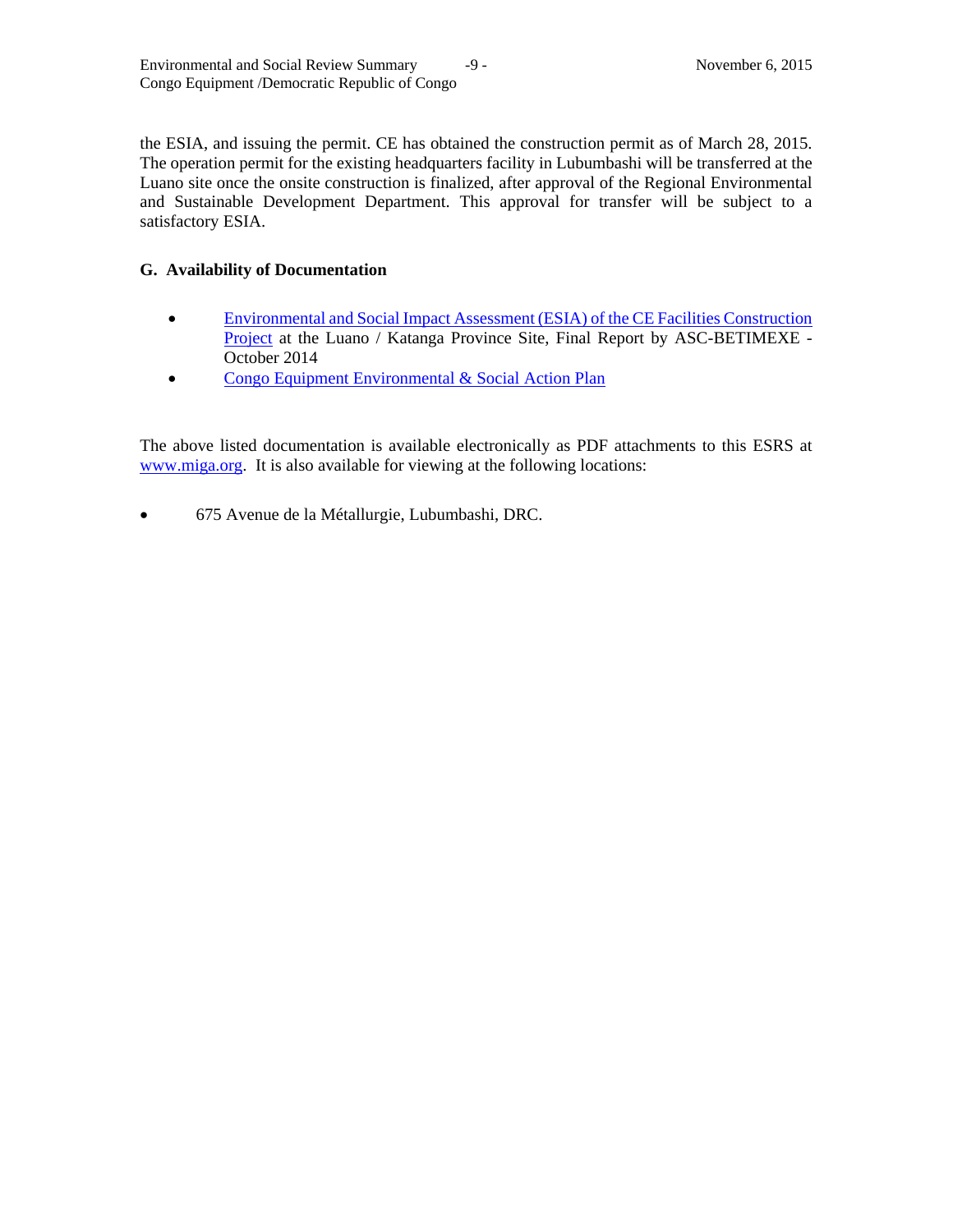the ESIA, and issuing the permit. CE has obtained the construction permit as of March 28, 2015. The operation permit for the existing headquarters facility in Lubumbashi will be transferred at the Luano site once the onsite construction is finalized, after approval of the Regional Environmental and Sustainable Development Department. This approval for transfer will be subject to a satisfactory ESIA.

## G. Availability of Documentation

- Environmental and Social Impact Assessment (ESIA) of the CE Facilities Construction Project at the Luano / Katanga Province Site, Final Report by ASC-BETIMEXE - October 2014
- Congo Equipment Environmental & Social Action Plan

The above listed documentation is available electronically as PDF attachments to this ESRS at www.miga.org. It is also available for viewing at the following locations:

- 675 Avenue de la Métallurgie, Lubumbashi, DRC.